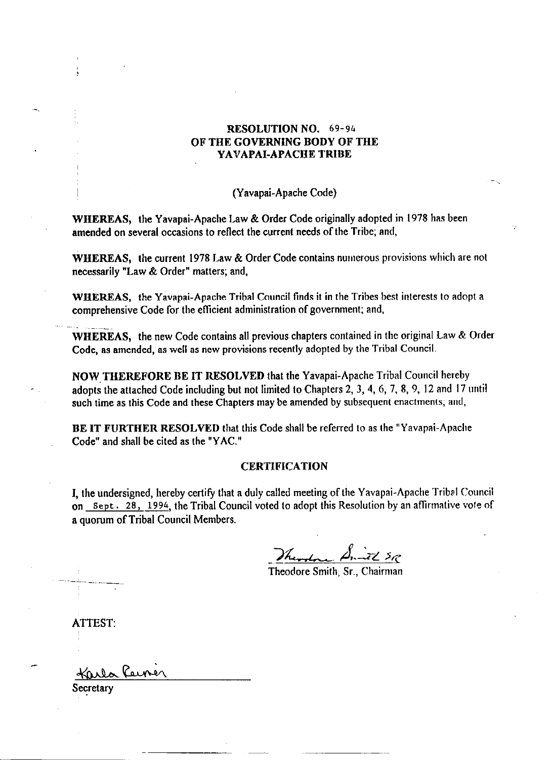# RESOLUTION NO. 69-94
# OF THE GOVERNING BODY OF THE
# YAVAPAI-APACHE TRIBE

(Yavapai-Apache Code)

**WHEREAS,** the Yavapai-Apache Law & Order Code originally adopted in 1978 has been amended on several occasions to reflect the current needs of the Tribe; and,

**WHEREAS,** the current 1978 Law & Order Code contains numerous provisions which are not necessarily "Law & Order" matters; and,

**WHEREAS,** the Yavapai-Apache Tribal Council finds it in the Tribes best interests to adopt a comprehensive Code for the efficient administration of government; and,

**WHEREAS,** the new Code contains all previous chapters contained in the original Law & Order Code, as amended, as well as new provisions recently adopted by the Tribal Council.

**NOW THEREFORE BE IT RESOLVED** that the Yavapai-Apache Tribal Council hereby adopts the attached Code including but not limited to Chapters 2, 3, 4, 6, 7, 8, 9, 12 and 17 until such time as this Code and these Chapters may be amended by subsequent enactments; and,

**BE IT FURTHER RESOLVED** that this Code shall be referred to as the "Yavapai-Apache Code" and shall be cited as the "YAC."

## CERTIFICATION

I, the undersigned, hereby certify that a duly called meeting of the Yavapai-Apache Tribal Council on Sept. 28, 1994, the Tribal Council voted to adopt this Resolution by an affirmative vote of a quorum of Tribal Council Members.

Theodore Smith, Sr.

Theodore Smith, Sr., Chairman

ATTEST:

Karla Reimer

Secretary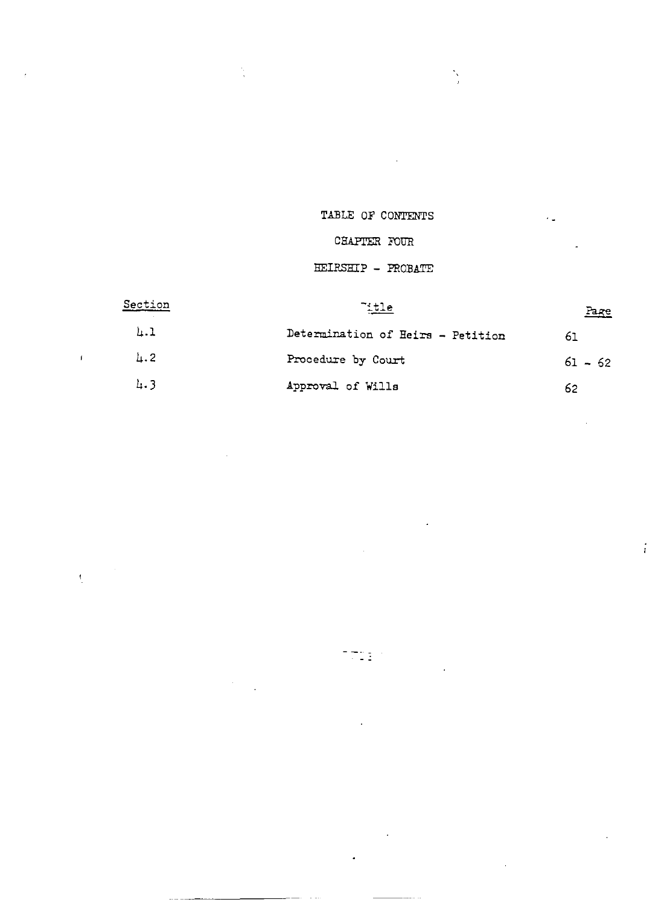# TABLE OF CONTENTS

## CHAPTER FOUR

## HEIRSHIP - PROBATE

| Section | Title | Page |
|---|---|---|
| 4.1 | Determination of Heirs - Petition | 61 |
| 4.2 | Procedure by Court | 61 - 62 |
| 4.3 | Approval of Wills | 62 |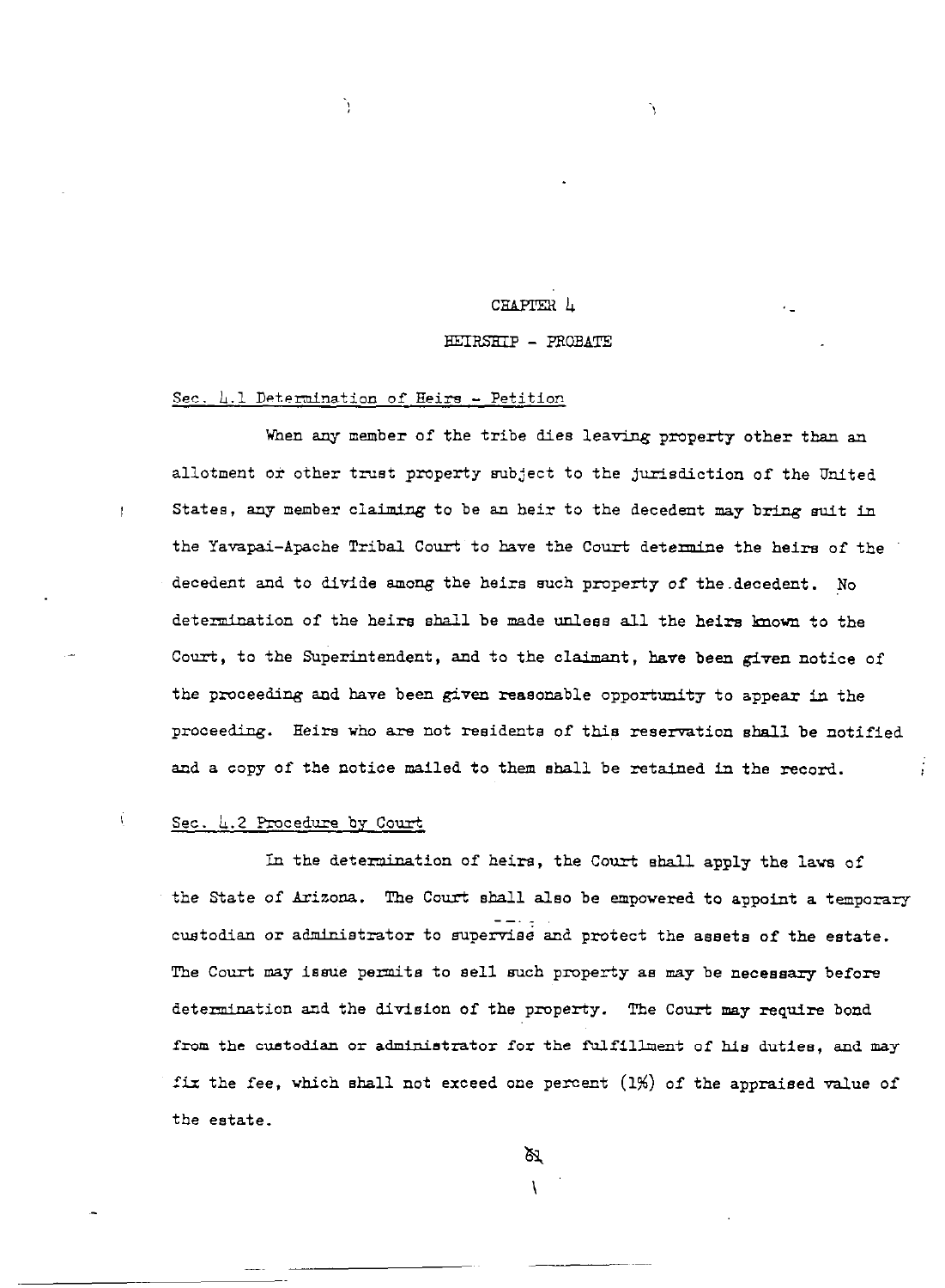# CHAPTER 4

## HEIRSHIP - PROBATE

### Sec. 4.1 Determination of Heirs - Petition

When any member of the tribe dies leaving property other than an allotment or other trust property subject to the jurisdiction of the United States, any member claiming to be an heir to the decedent may bring suit in the Yavapai-Apache Tribal Court to have the Court determine the heirs of the decedent and to divide among the heirs such property of the decedent. No determination of the heirs shall be made unless all the heirs known to the Court, to the Superintendent, and to the claimant, have been given notice of the proceeding and have been given reasonable opportunity to appear in the proceeding. Heirs who are not residents of this reservation shall be notified and a copy of the notice mailed to them shall be retained in the record.

### Sec. 4.2 Procedure by Court

In the determination of heirs, the Court shall apply the laws of the State of Arizona. The Court shall also be empowered to appoint a temporary custodian or administrator to supervise and protect the assets of the estate. The Court may issue permits to sell such property as may be necessary before determination and the division of the property. The Court may require bond from the custodian or administrator for the fulfillment of his duties, and may fix the fee, which shall not exceed one percent (1%) of the appraised value of the estate.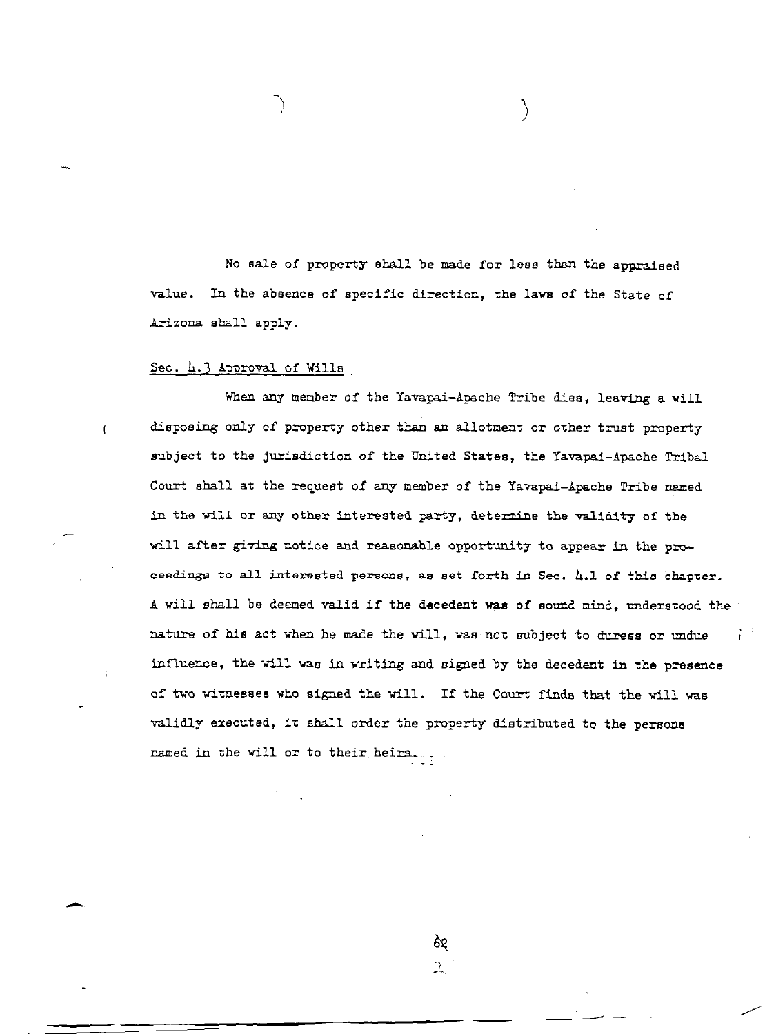No sale of property shall be made for less than the appraised value. In the absence of specific direction, the laws of the State of Arizona shall apply.

Sec. 4.3 Approval of Wills

When any member of the Yavapai-Apache Tribe dies, leaving a will disposing only of property other than an allotment or other trust property subject to the jurisdiction of the United States, the Yavapai-Apache Tribal Court shall at the request of any member of the Yavapai-Apache Tribe named in the will or any other interested party, determine the validity of the will after giving notice and reasonable opportunity to appear in the proceedings to all interested persons, as set forth in Sec. 4.1 of this chapter. A will shall be deemed valid if the decedent was of sound mind, understood the nature of his act when he made the will, was not subject to duress or undue influence, the will was in writing and signed by the decedent in the presence of two witnesses who signed the will. If the Court finds that the will was validly executed, it shall order the property distributed to the persons named in the will or to their heirs.